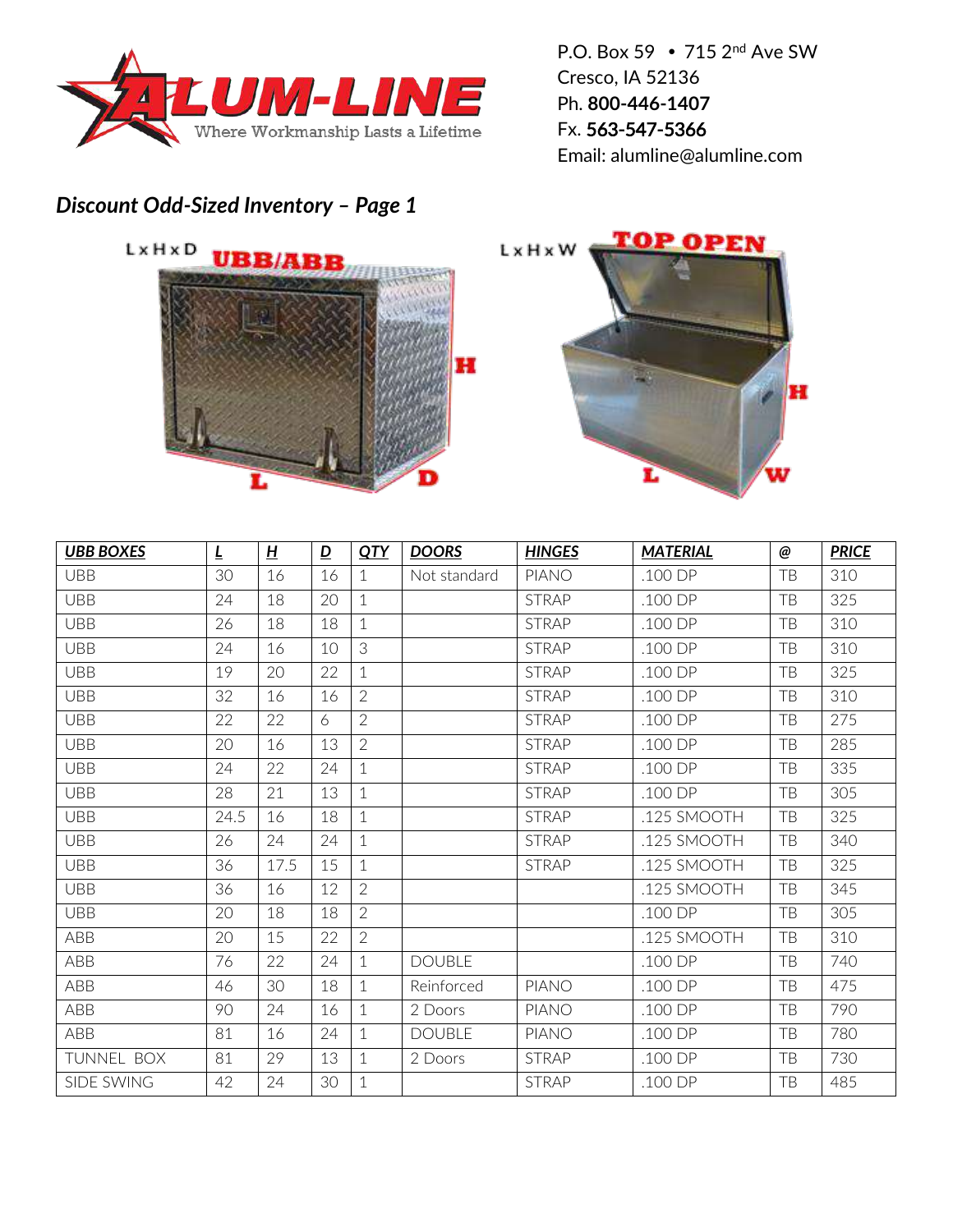P.O. Box 59 • 715 2nd Ave SW
Cresco, IA 52136
Ph. **800-446-1407**
Fx. **563-547-5366**
Email: alumline@alumline.com

## *Discount Odd-Sized Inventory – Page 1*

L x H x D **UBB/ABB**

L x H x W **TOP OPEN**

| ***UBB BOXES*** | ***L*** | ***H*** | ***D*** | ***QTY*** | ***DOORS*** | ***HINGES*** | ***MATERIAL*** | ***@*** | ***PRICE*** |
|---|---|---|---|---|---|---|---|---|---|
| UBB | 30 | 16 | 16 | 1 | Not standard | PIANO | .100 DP | TB | 310 |
| UBB | 24 | 18 | 20 | 1 | | STRAP | .100 DP | TB | 325 |
| UBB | 26 | 18 | 18 | 1 | | STRAP | .100 DP | TB | 310 |
| UBB | 24 | 16 | 10 | 3 | | STRAP | .100 DP | TB | 310 |
| UBB | 19 | 20 | 22 | 1 | | STRAP | .100 DP | TB | 325 |
| UBB | 32 | 16 | 16 | 2 | | STRAP | .100 DP | TB | 310 |
| UBB | 22 | 22 | 6 | 2 | | STRAP | .100 DP | TB | 275 |
| UBB | 20 | 16 | 13 | 2 | | STRAP | .100 DP | TB | 285 |
| UBB | 24 | 22 | 24 | 1 | | STRAP | .100 DP | TB | 335 |
| UBB | 28 | 21 | 13 | 1 | | STRAP | .100 DP | TB | 305 |
| UBB | 24.5 | 16 | 18 | 1 | | STRAP | .125 SMOOTH | TB | 325 |
| UBB | 26 | 24 | 24 | 1 | | STRAP | .125 SMOOTH | TB | 340 |
| UBB | 36 | 17.5 | 15 | 1 | | STRAP | .125 SMOOTH | TB | 325 |
| UBB | 36 | 16 | 12 | 2 | | | .125 SMOOTH | TB | 345 |
| UBB | 20 | 18 | 18 | 2 | | | .100 DP | TB | 305 |
| ABB | 20 | 15 | 22 | 2 | | | .125 SMOOTH | TB | 310 |
| ABB | 76 | 22 | 24 | 1 | DOUBLE | | .100 DP | TB | 740 |
| ABB | 46 | 30 | 18 | 1 | Reinforced | PIANO | .100 DP | TB | 475 |
| ABB | 90 | 24 | 16 | 1 | 2 Doors | PIANO | .100 DP | TB | 790 |
| ABB | 81 | 16 | 24 | 1 | DOUBLE | PIANO | .100 DP | TB | 780 |
| TUNNEL BOX | 81 | 29 | 13 | 1 | 2 Doors | STRAP | .100 DP | TB | 730 |
| SIDE SWING | 42 | 24 | 30 | 1 | | STRAP | .100 DP | TB | 485 |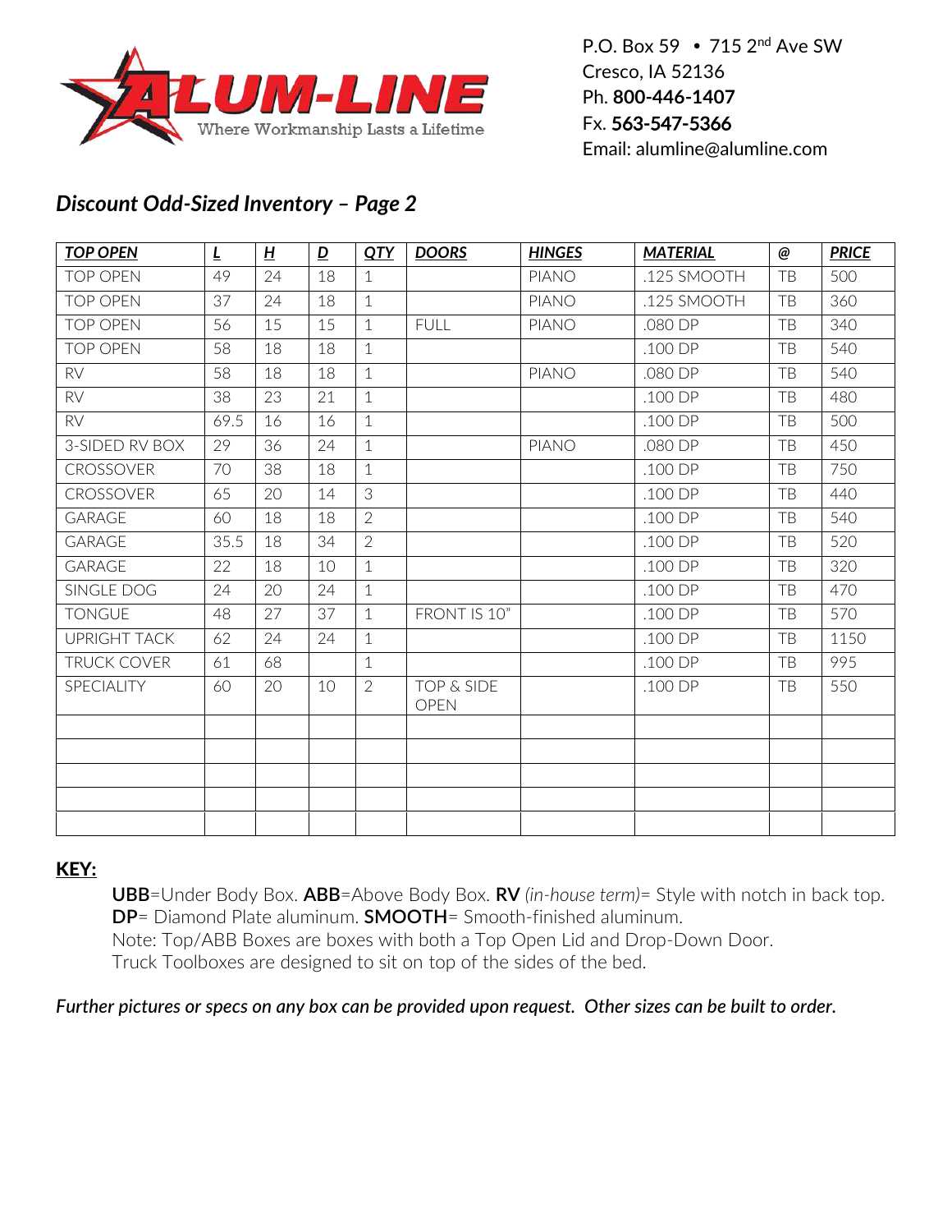P.O. Box 59 • 715 2nd Ave SW
Cresco, IA 52136
Ph. **800-446-1407**
Fx. **563-547-5366**
Email: alumline@alumline.com

## *Discount Odd-Sized Inventory – Page 2*

| ***TOP OPEN*** | **L** | **H** | **D** | **QTY** | **DOORS** | **HINGES** | **MATERIAL** | **@** | **PRICE** |
|---|---|---|---|---|---|---|---|---|---|
| TOP OPEN | 49 | 24 | 18 | 1 | | PIANO | .125 SMOOTH | TB | 500 |
| TOP OPEN | 37 | 24 | 18 | 1 | | PIANO | .125 SMOOTH | TB | 360 |
| TOP OPEN | 56 | 15 | 15 | 1 | FULL | PIANO | .080 DP | TB | 340 |
| TOP OPEN | 58 | 18 | 18 | 1 | | | .100 DP | TB | 540 |
| RV | 58 | 18 | 18 | 1 | | PIANO | .080 DP | TB | 540 |
| RV | 38 | 23 | 21 | 1 | | | .100 DP | TB | 480 |
| RV | 69.5 | 16 | 16 | 1 | | | .100 DP | TB | 500 |
| 3-SIDED RV BOX | 29 | 36 | 24 | 1 | | PIANO | .080 DP | TB | 450 |
| CROSSOVER | 70 | 38 | 18 | 1 | | | .100 DP | TB | 750 |
| CROSSOVER | 65 | 20 | 14 | 3 | | | .100 DP | TB | 440 |
| GARAGE | 60 | 18 | 18 | 2 | | | .100 DP | TB | 540 |
| GARAGE | 35.5 | 18 | 34 | 2 | | | .100 DP | TB | 520 |
| GARAGE | 22 | 18 | 10 | 1 | | | .100 DP | TB | 320 |
| SINGLE DOG | 24 | 20 | 24 | 1 | | | .100 DP | TB | 470 |
| TONGUE | 48 | 27 | 37 | 1 | FRONT IS 10" | | .100 DP | TB | 570 |
| UPRIGHT TACK | 62 | 24 | 24 | 1 | | | .100 DP | TB | 1150 |
| TRUCK COVER | 61 | 68 | | 1 | | | .100 DP | TB | 995 |
| SPECIALITY | 60 | 20 | 10 | 2 | TOP & SIDE OPEN | | .100 DP | TB | 550 |
| | | | | | | | | | |
| | | | | | | | | | |
| | | | | | | | | | |
| | | | | | | | | | |
| | | | | | | | | | |

**KEY:**

**UBB**=Under Body Box. **ABB**=Above Body Box. **RV** *(in-house term)*= Style with notch in back top.
**DP**= Diamond Plate aluminum. **SMOOTH**= Smooth-finished aluminum.
Note: Top/ABB Boxes are boxes with both a Top Open Lid and Drop-Down Door.
Truck Toolboxes are designed to sit on top of the sides of the bed.

***Further pictures or specs on any box can be provided upon request. Other sizes can be built to order.***